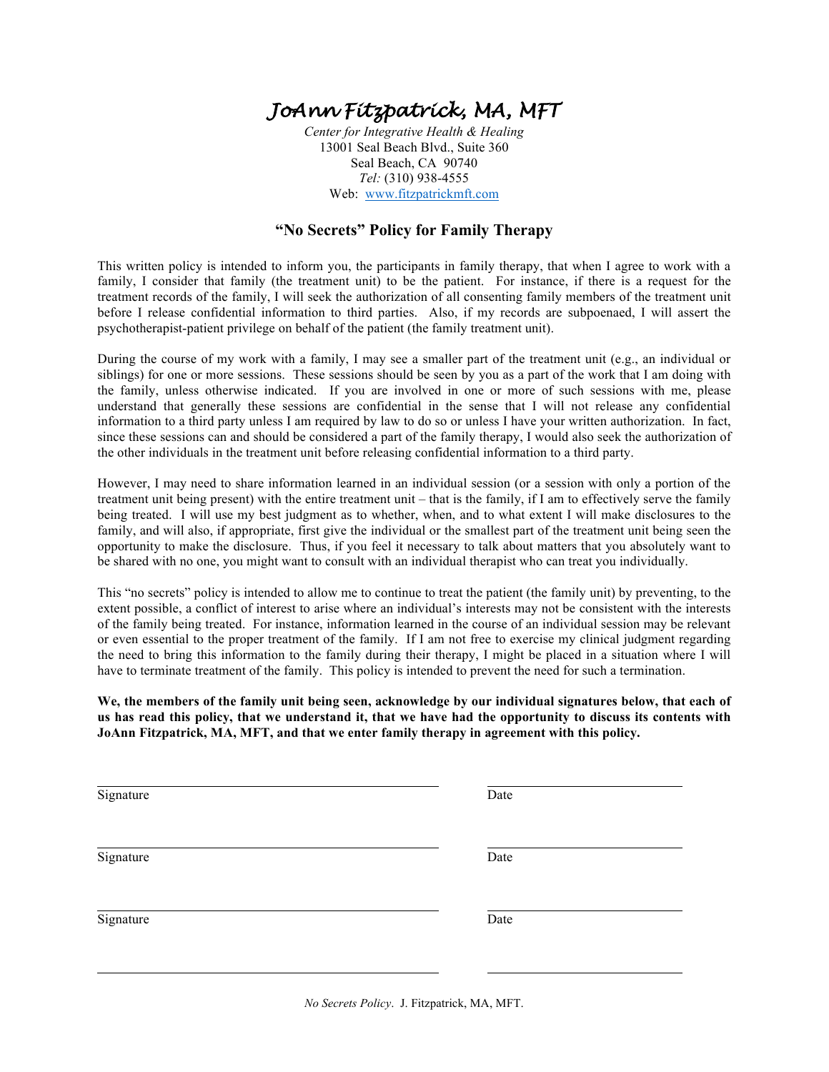# JoAnn Fitzpatrick, MA, MFT

*Center for Integrative Health & Healing*
13001 Seal Beach Blvd., Suite 360
Seal Beach, CA 90740
*Tel:* (310) 938-4555
Web: www.fitzpatrickmft.com

## "No Secrets" Policy for Family Therapy

This written policy is intended to inform you, the participants in family therapy, that when I agree to work with a family, I consider that family (the treatment unit) to be the patient. For instance, if there is a request for the treatment records of the family, I will seek the authorization of all consenting family members of the treatment unit before I release confidential information to third parties. Also, if my records are subpoenaed, I will assert the psychotherapist-patient privilege on behalf of the patient (the family treatment unit).

During the course of my work with a family, I may see a smaller part of the treatment unit (e.g., an individual or siblings) for one or more sessions. These sessions should be seen by you as a part of the work that I am doing with the family, unless otherwise indicated. If you are involved in one or more of such sessions with me, please understand that generally these sessions are confidential in the sense that I will not release any confidential information to a third party unless I am required by law to do so or unless I have your written authorization. In fact, since these sessions can and should be considered a part of the family therapy, I would also seek the authorization of the other individuals in the treatment unit before releasing confidential information to a third party.

However, I may need to share information learned in an individual session (or a session with only a portion of the treatment unit being present) with the entire treatment unit – that is the family, if I am to effectively serve the family being treated. I will use my best judgment as to whether, when, and to what extent I will make disclosures to the family, and will also, if appropriate, first give the individual or the smallest part of the treatment unit being seen the opportunity to make the disclosure. Thus, if you feel it necessary to talk about matters that you absolutely want to be shared with no one, you might want to consult with an individual therapist who can treat you individually.

This "no secrets" policy is intended to allow me to continue to treat the patient (the family unit) by preventing, to the extent possible, a conflict of interest to arise where an individual's interests may not be consistent with the interests of the family being treated. For instance, information learned in the course of an individual session may be relevant or even essential to the proper treatment of the family. If I am not free to exercise my clinical judgment regarding the need to bring this information to the family during their therapy, I might be placed in a situation where I will have to terminate treatment of the family. This policy is intended to prevent the need for such a termination.

**We, the members of the family unit being seen, acknowledge by our individual signatures below, that each of us has read this policy, that we understand it, that we have had the opportunity to discuss its contents with JoAnn Fitzpatrick, MA, MFT, and that we enter family therapy in agreement with this policy.**

______________________________ ______________
Signature Date

______________________________ ______________
Signature Date

______________________________ ______________
Signature Date

______________________________ ______________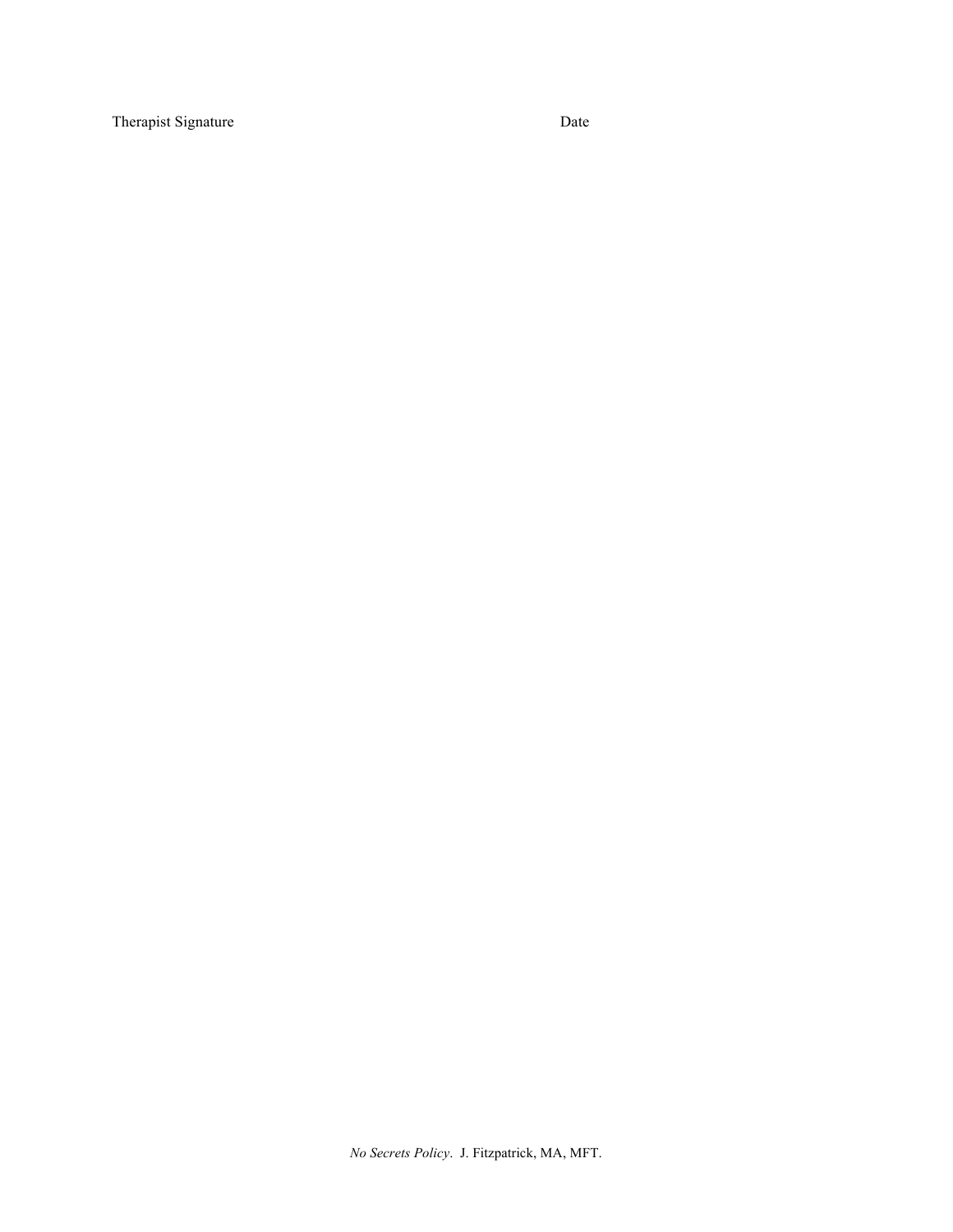Therapist Signature Date